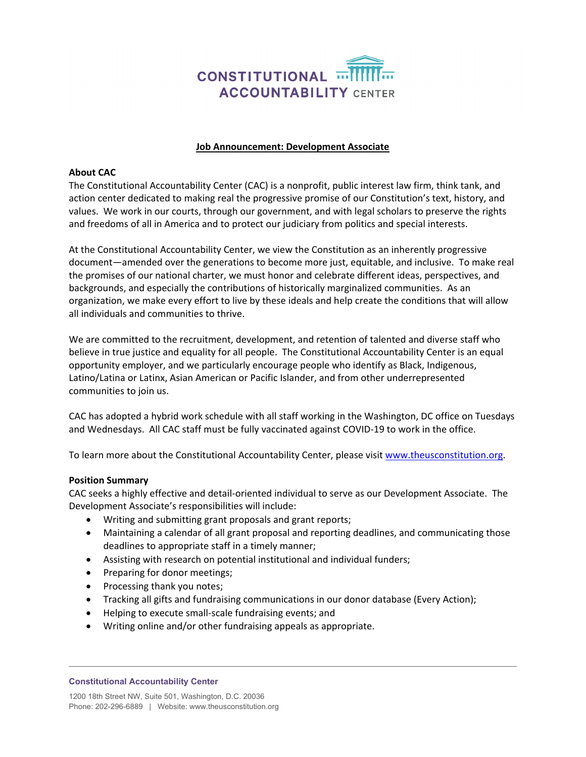# CONSTITUTIONAL ACCOUNTABILITY CENTER

## Job Announcement: Development Associate

**About CAC**

The Constitutional Accountability Center (CAC) is a nonprofit, public interest law firm, think tank, and action center dedicated to making real the progressive promise of our Constitution's text, history, and values. We work in our courts, through our government, and with legal scholars to preserve the rights and freedoms of all in America and to protect our judiciary from politics and special interests.

At the Constitutional Accountability Center, we view the Constitution as an inherently progressive document—amended over the generations to become more just, equitable, and inclusive. To make real the promises of our national charter, we must honor and celebrate different ideas, perspectives, and backgrounds, and especially the contributions of historically marginalized communities. As an organization, we make every effort to live by these ideals and help create the conditions that will allow all individuals and communities to thrive.

We are committed to the recruitment, development, and retention of talented and diverse staff who believe in true justice and equality for all people. The Constitutional Accountability Center is an equal opportunity employer, and we particularly encourage people who identify as Black, Indigenous, Latino/Latina or Latinx, Asian American or Pacific Islander, and from other underrepresented communities to join us.

CAC has adopted a hybrid work schedule with all staff working in the Washington, DC office on Tuesdays and Wednesdays. All CAC staff must be fully vaccinated against COVID-19 to work in the office.

To learn more about the Constitutional Accountability Center, please visit www.theusconstitution.org.

**Position Summary**

CAC seeks a highly effective and detail-oriented individual to serve as our Development Associate. The Development Associate's responsibilities will include:

- Writing and submitting grant proposals and grant reports;
- Maintaining a calendar of all grant proposal and reporting deadlines, and communicating those deadlines to appropriate staff in a timely manner;
- Assisting with research on potential institutional and individual funders;
- Preparing for donor meetings;
- Processing thank you notes;
- Tracking all gifts and fundraising communications in our donor database (Every Action);
- Helping to execute small-scale fundraising events; and
- Writing online and/or other fundraising appeals as appropriate.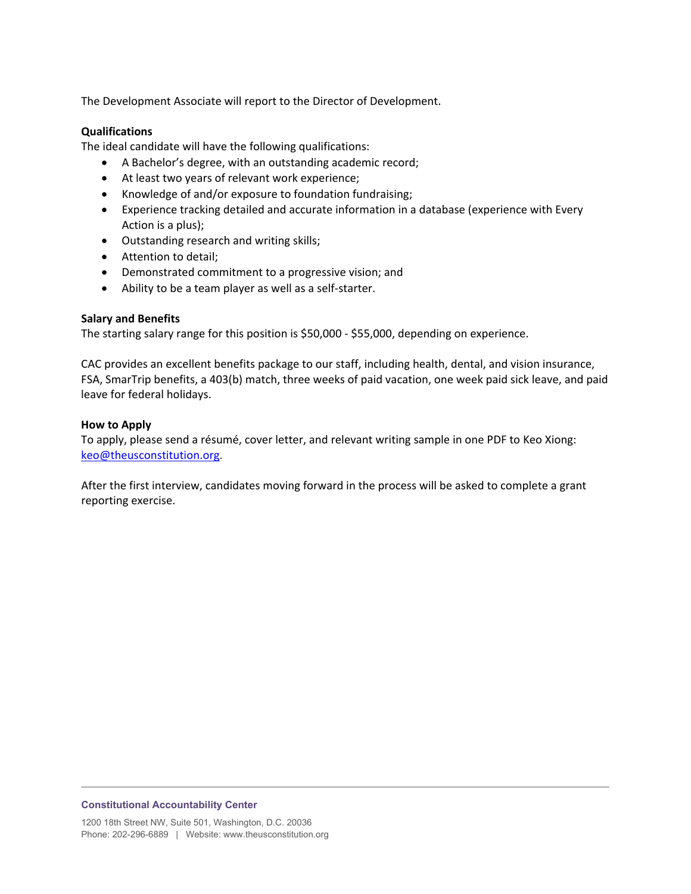The Development Associate will report to the Director of Development.

**Qualifications**

The ideal candidate will have the following qualifications:

- A Bachelor's degree, with an outstanding academic record;
- At least two years of relevant work experience;
- Knowledge of and/or exposure to foundation fundraising;
- Experience tracking detailed and accurate information in a database (experience with Every Action is a plus);
- Outstanding research and writing skills;
- Attention to detail;
- Demonstrated commitment to a progressive vision; and
- Ability to be a team player as well as a self-starter.

**Salary and Benefits**

The starting salary range for this position is $50,000 - $55,000, depending on experience.

CAC provides an excellent benefits package to our staff, including health, dental, and vision insurance, FSA, SmarTrip benefits, a 403(b) match, three weeks of paid vacation, one week paid sick leave, and paid leave for federal holidays.

**How to Apply**

To apply, please send a résumé, cover letter, and relevant writing sample in one PDF to Keo Xiong: [keo@theusconstitution.org](mailto:keo@theusconstitution.org).

After the first interview, candidates moving forward in the process will be asked to complete a grant reporting exercise.

**Constitutional Accountability Center**

1200 18th Street NW, Suite 501, Washington, D.C. 20036
Phone: 202-296-6889 | Website: www.theusconstitution.org